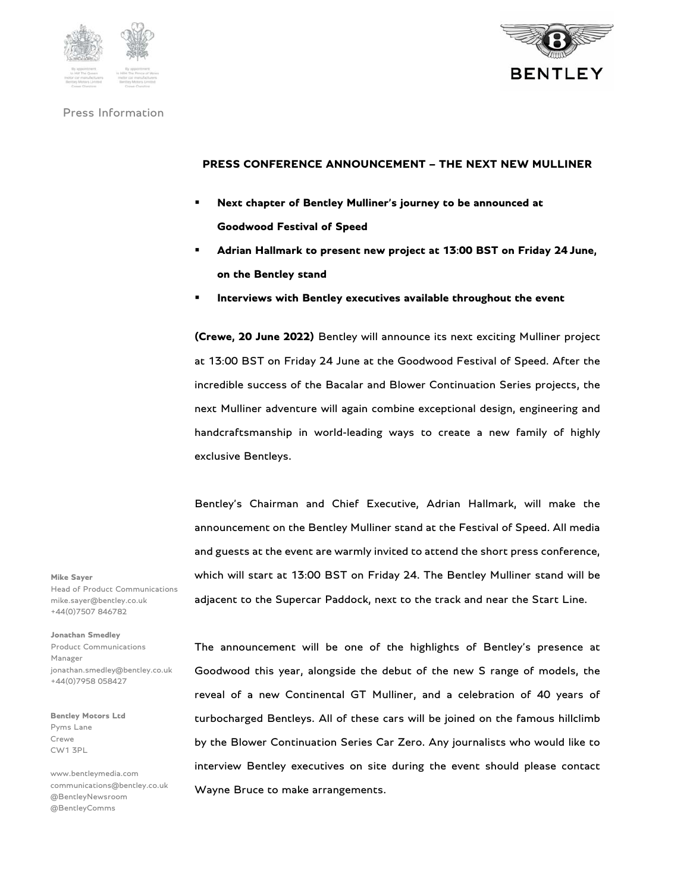Press Information

## PRESS CONFERENCE ANNOUNCEMENT – THE NEXT NEW MULLINER

- **Next chapter of Bentley Mulliner's journey to be announced at Goodwood Festival of Speed**
- **Adrian Hallmark to present new project at 13:00 BST on Friday 24 June, on the Bentley stand**
- **Interviews with Bentley executives available throughout the event**

**(Crewe, 20 June 2022)** Bentley will announce its next exciting Mulliner project at 13:00 BST on Friday 24 June at the Goodwood Festival of Speed. After the incredible success of the Bacalar and Blower Continuation Series projects, the next Mulliner adventure will again combine exceptional design, engineering and handcraftsmanship in world-leading ways to create a new family of highly exclusive Bentleys.

Bentley's Chairman and Chief Executive, Adrian Hallmark, will make the announcement on the Bentley Mulliner stand at the Festival of Speed. All media and guests at the event are warmly invited to attend the short press conference, which will start at 13:00 BST on Friday 24. The Bentley Mulliner stand will be adjacent to the Supercar Paddock, next to the track and near the Start Line.

The announcement will be one of the highlights of Bentley's presence at Goodwood this year, alongside the debut of the new S range of models, the reveal of a new Continental GT Mulliner, and a celebration of 40 years of turbocharged Bentleys. All of these cars will be joined on the famous hillclimb by the Blower Continuation Series Car Zero. Any journalists who would like to interview Bentley executives on site during the event should please contact Wayne Bruce to make arrangements.

**Mike Sayer**
Head of Product Communications
mike.sayer@bentley.co.uk
+44(0)7507 846782

**Jonathan Smedley**
Product Communications Manager
jonathan.smedley@bentley.co.uk
+44(0)7958 058427

**Bentley Motors Ltd**
Pyms Lane
Crewe
CW1 3PL

www.bentleymedia.com
communications@bentley.co.uk
@BentleyNewsroom
@BentleyComms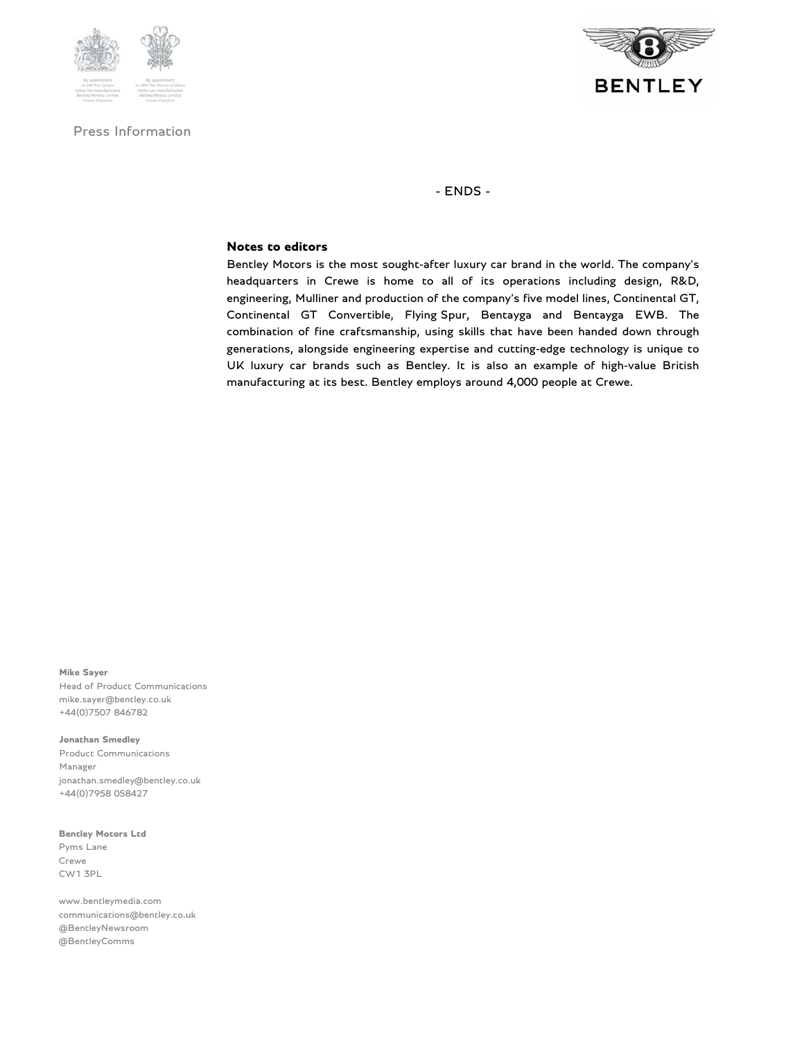Press Information

- ENDS -

**Notes to editors**

Bentley Motors is the most sought-after luxury car brand in the world. The company's headquarters in Crewe is home to all of its operations including design, R&D, engineering, Mulliner and production of the company's five model lines, Continental GT, Continental GT Convertible, Flying Spur, Bentayga and Bentayga EWB. The combination of fine craftsmanship, using skills that have been handed down through generations, alongside engineering expertise and cutting-edge technology is unique to UK luxury car brands such as Bentley. It is also an example of high-value British manufacturing at its best. Bentley employs around 4,000 people at Crewe.

**Mike Sayer**
Head of Product Communications
mike.sayer@bentley.co.uk
+44(0)7507 846782

**Jonathan Smedley**
Product Communications Manager
jonathan.smedley@bentley.co.uk
+44(0)7958 058427

**Bentley Motors Ltd**
Pyms Lane
Crewe
CW1 3PL

www.bentleymedia.com
communications@bentley.co.uk
@BentleyNewsroom
@BentleyComms